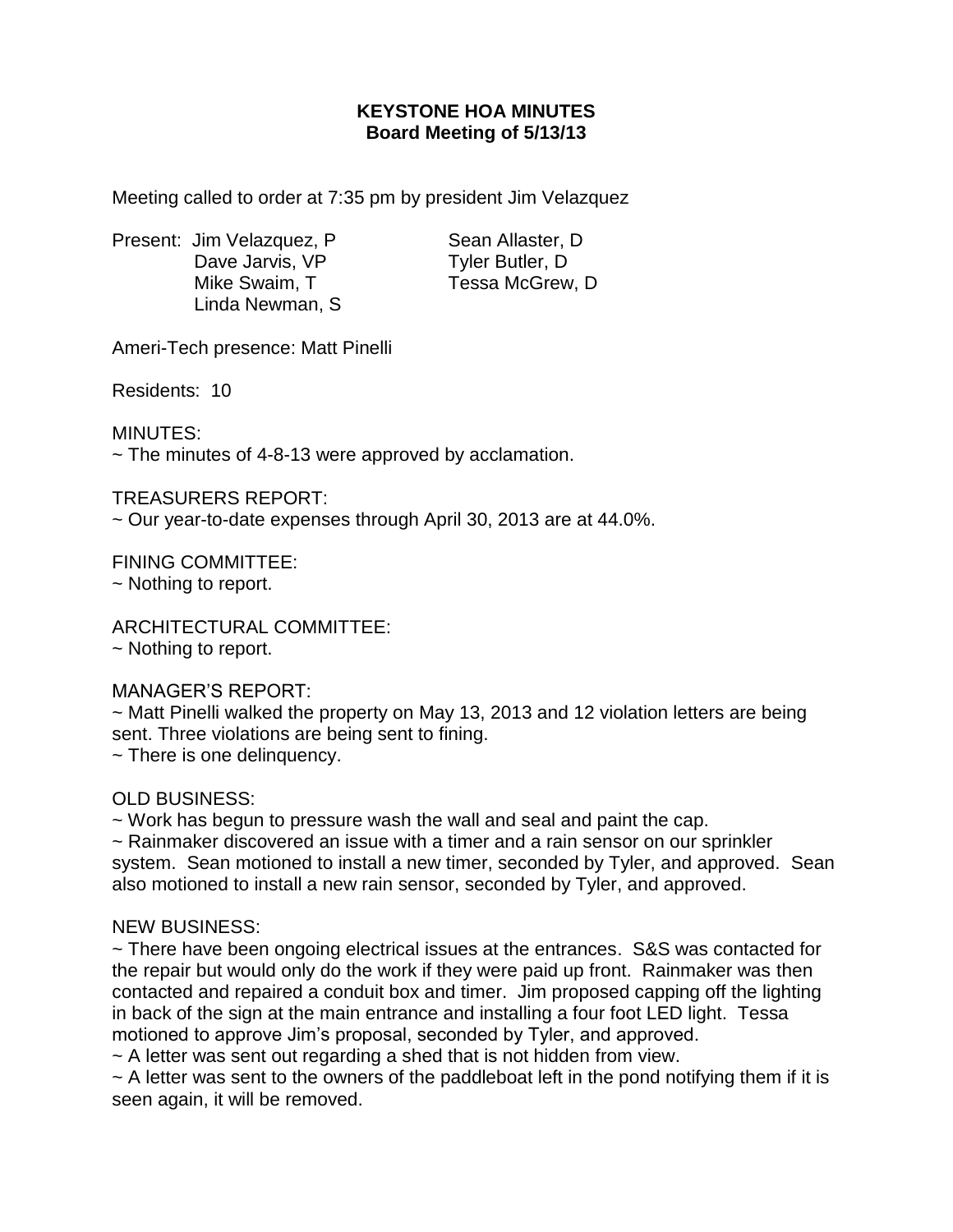# KEYSTONE HOA MINUTES
## Board Meeting of 5/13/13

Meeting called to order at 7:35 pm by president Jim Velazquez

Present:
- Jim Velazquez, P
- Dave Jarvis, VP
- Mike Swaim, T
- Linda Newman, S
- Sean Allaster, D
- Tyler Butler, D
- Tessa McGrew, D

Ameri-Tech presence: Matt Pinelli

Residents: 10

MINUTES:
~ The minutes of 4-8-13 were approved by acclamation.

TREASURERS REPORT:
~ Our year-to-date expenses through April 30, 2013 are at 44.0%.

FINING COMMITTEE:
~ Nothing to report.

ARCHITECTURAL COMMITTEE:
~ Nothing to report.

MANAGER'S REPORT:
~ Matt Pinelli walked the property on May 13, 2013 and 12 violation letters are being sent. Three violations are being sent to fining.
~ There is one delinquency.

OLD BUSINESS:
~ Work has begun to pressure wash the wall and seal and paint the cap.
~ Rainmaker discovered an issue with a timer and a rain sensor on our sprinkler system. Sean motioned to install a new timer, seconded by Tyler, and approved. Sean also motioned to install a new rain sensor, seconded by Tyler, and approved.

NEW BUSINESS:
~ There have been ongoing electrical issues at the entrances. S&S was contacted for the repair but would only do the work if they were paid up front. Rainmaker was then contacted and repaired a conduit box and timer. Jim proposed capping off the lighting in back of the sign at the main entrance and installing a four foot LED light. Tessa motioned to approve Jim's proposal, seconded by Tyler, and approved.
~ A letter was sent out regarding a shed that is not hidden from view.
~ A letter was sent to the owners of the paddleboat left in the pond notifying them if it is seen again, it will be removed.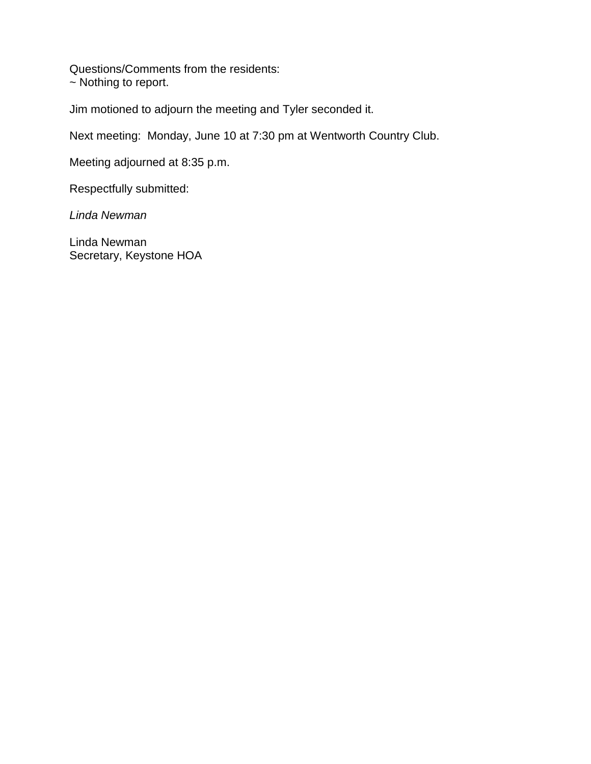Questions/Comments from the residents:
~ Nothing to report.

Jim motioned to adjourn the meeting and Tyler seconded it.

Next meeting:  Monday, June 10 at 7:30 pm at Wentworth Country Club.

Meeting adjourned at 8:35 p.m.

Respectfully submitted:

*Linda Newman*

Linda Newman
Secretary, Keystone HOA